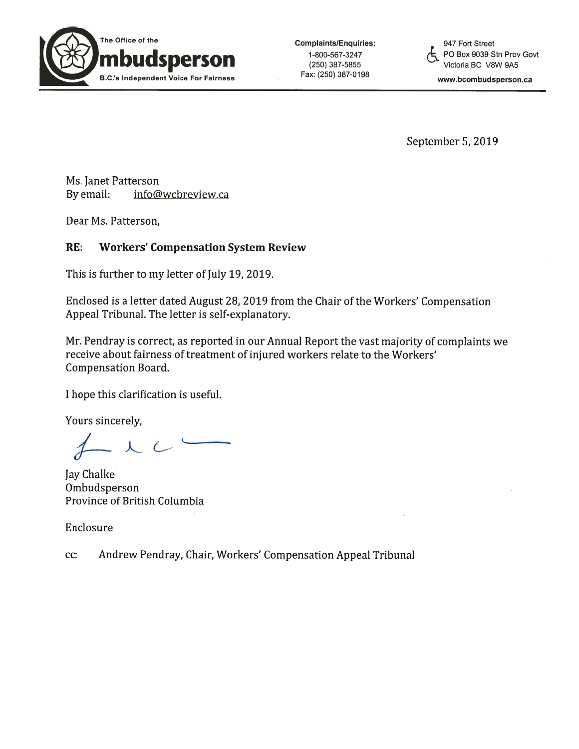The Office of the **Ombudsperson**
B.C.'s Independent Voice For Fairness

**Complaints/Enquiries:**
1-800-567-3247
(250) 387-5855
Fax: (250) 387-0198

947 Fort Street
PO Box 9039 Stn Prov Govt
Victoria BC V8W 9A5
**www.bcombudsperson.ca**

---

September 5, 2019

Ms. Janet Patterson
By email: info@wcbreview.ca

Dear Ms. Patterson,

**RE: Workers' Compensation System Review**

This is further to my letter of July 19, 2019.

Enclosed is a letter dated August 28, 2019 from the Chair of the Workers' Compensation Appeal Tribunal. The letter is self-explanatory.

Mr. Pendray is correct, as reported in our Annual Report the vast majority of complaints we receive about fairness of treatment of injured workers relate to the Workers' Compensation Board.

I hope this clarification is useful.

Yours sincerely,

Jay Chalke
Ombudsperson
Province of British Columbia

Enclosure

cc: Andrew Pendray, Chair, Workers' Compensation Appeal Tribunal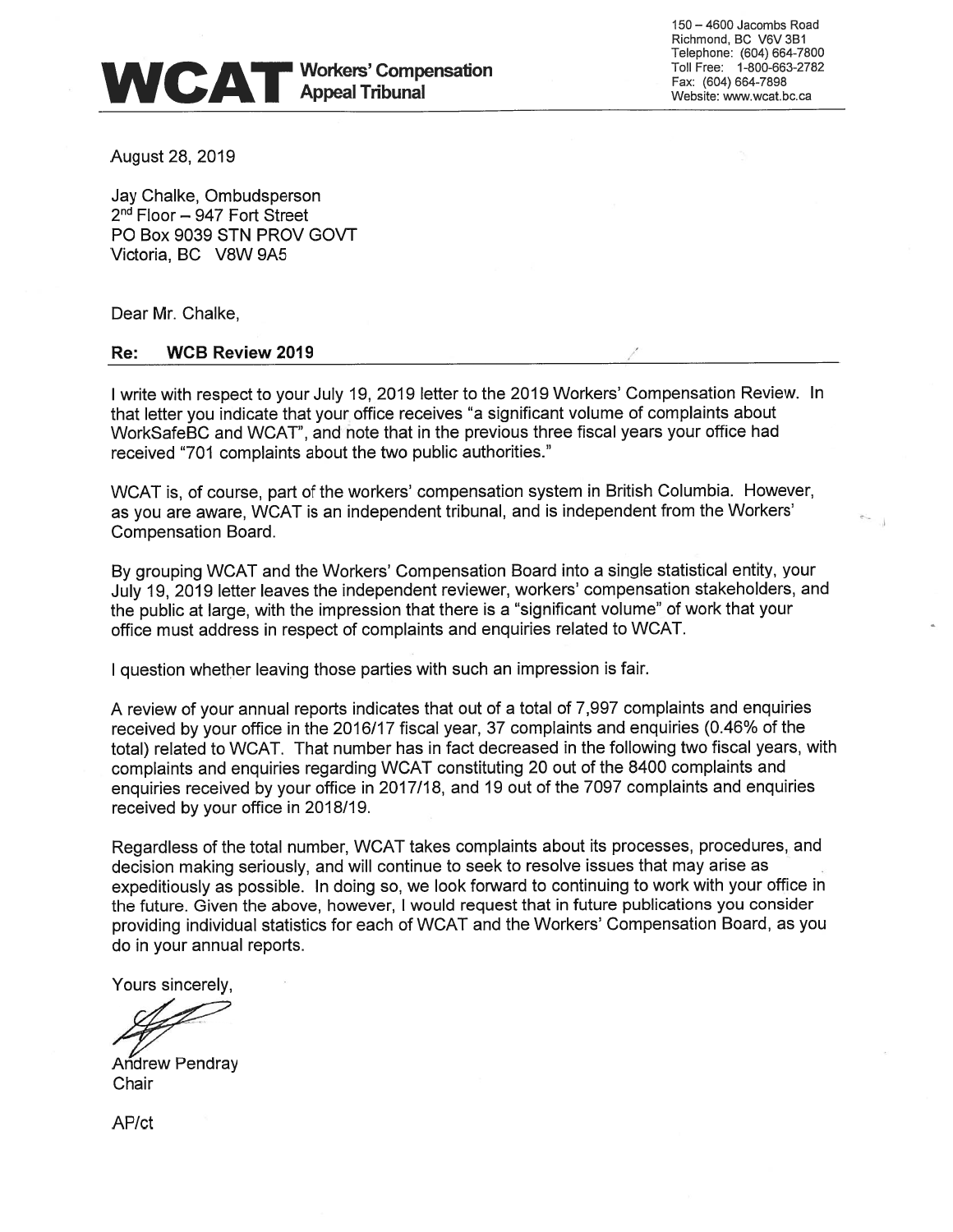**WCAT** Workers' Compensation Appeal Tribunal

150 – 4600 Jacombs Road
Richmond, BC V6V 3B1
Telephone: (604) 664-7800
Toll Free: 1-800-663-2782
Fax: (604) 664-7898
Website: www.wcat.bc.ca

August 28, 2019

Jay Chalke, Ombudsperson
2nd Floor – 947 Fort Street
PO Box 9039 STN PROV GOVT
Victoria, BC V8W 9A5

Dear Mr. Chalke,

**Re: WCB Review 2019**

I write with respect to your July 19, 2019 letter to the 2019 Workers' Compensation Review. In that letter you indicate that your office receives "a significant volume of complaints about WorkSafeBC and WCAT", and note that in the previous three fiscal years your office had received "701 complaints about the two public authorities."

WCAT is, of course, part of the workers' compensation system in British Columbia. However, as you are aware, WCAT is an independent tribunal, and is independent from the Workers' Compensation Board.

By grouping WCAT and the Workers' Compensation Board into a single statistical entity, your July 19, 2019 letter leaves the independent reviewer, workers' compensation stakeholders, and the public at large, with the impression that there is a "significant volume" of work that your office must address in respect of complaints and enquiries related to WCAT.

I question whether leaving those parties with such an impression is fair.

A review of your annual reports indicates that out of a total of 7,997 complaints and enquiries received by your office in the 2016/17 fiscal year, 37 complaints and enquiries (0.46% of the total) related to WCAT. That number has in fact decreased in the following two fiscal years, with complaints and enquiries regarding WCAT constituting 20 out of the 8400 complaints and enquiries received by your office in 2017/18, and 19 out of the 7097 complaints and enquiries received by your office in 2018/19.

Regardless of the total number, WCAT takes complaints about its processes, procedures, and decision making seriously, and will continue to seek to resolve issues that may arise as expeditiously as possible. In doing so, we look forward to continuing to work with your office in the future. Given the above, however, I would request that in future publications you consider providing individual statistics for each of WCAT and the Workers' Compensation Board, as you do in your annual reports.

Yours sincerely,

Andrew Pendray
Chair

AP/ct